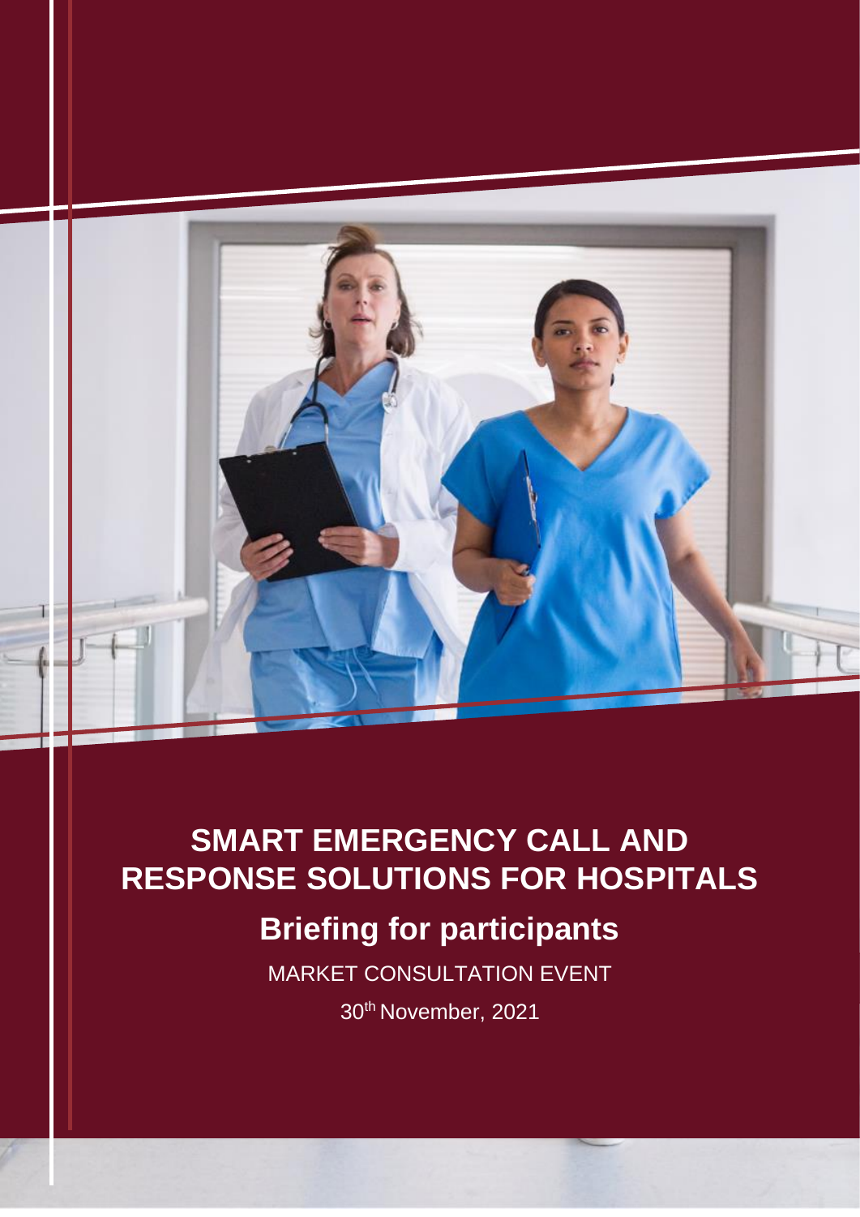# SMART EMERGENCY CALL AND RESPONSE SOLUTIONS FOR HOSPITALS

## Briefing for participants

MARKET CONSULTATION EVENT

30th November, 2021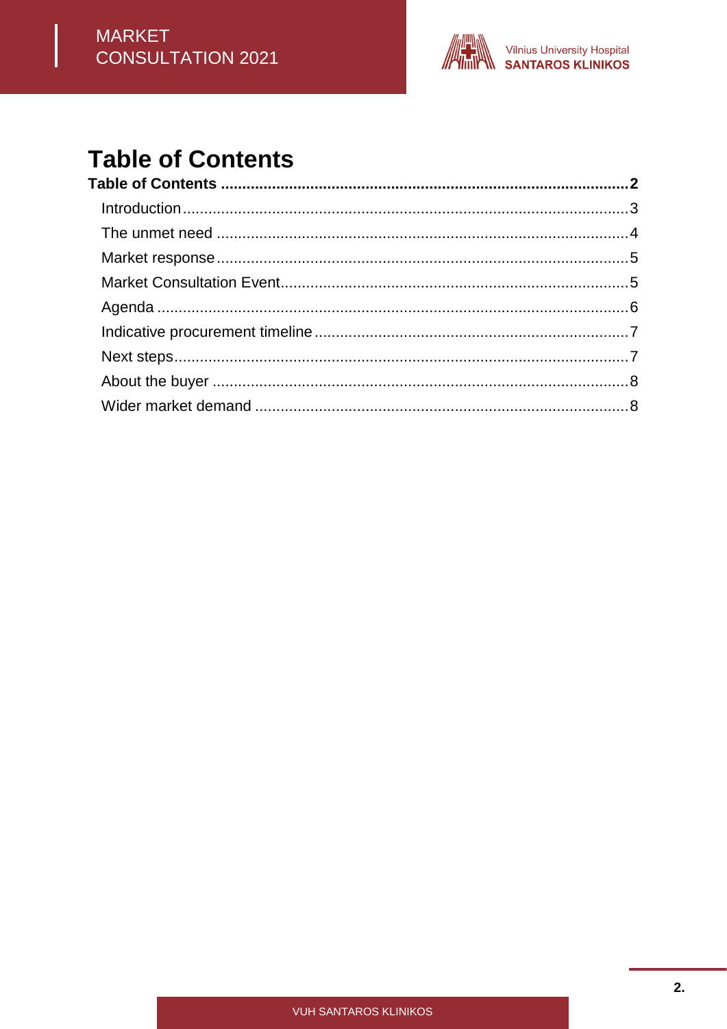# Table of Contents

**Table of Contents .............................................................................................2**

- Introduction........................................................................................................3
- The unmet need ................................................................................................4
- Market response................................................................................................5
- Market Consultation Event.................................................................................5
- Agenda ..............................................................................................................6
- Indicative procurement timeline..........................................................................7
- Next steps..........................................................................................................7
- About the buyer .................................................................................................8
- Wider market demand .......................................................................................8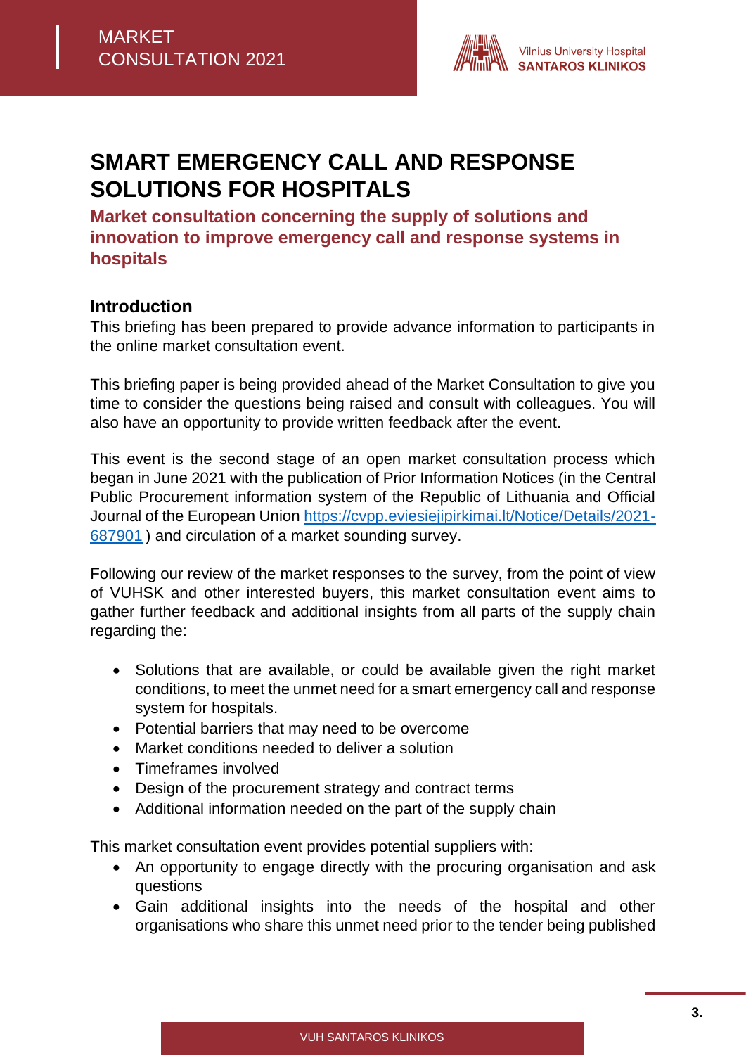# SMART EMERGENCY CALL AND RESPONSE SOLUTIONS FOR HOSPITALS

**Market consultation concerning the supply of solutions and innovation to improve emergency call and response systems in hospitals**

## Introduction

This briefing has been prepared to provide advance information to participants in the online market consultation event.

This briefing paper is being provided ahead of the Market Consultation to give you time to consider the questions being raised and consult with colleagues. You will also have an opportunity to provide written feedback after the event.

This event is the second stage of an open market consultation process which began in June 2021 with the publication of Prior Information Notices (in the Central Public Procurement information system of the Republic of Lithuania and Official Journal of the European Union [https://cvpp.eviesiejipirkimai.lt/Notice/Details/2021-687901](https://cvpp.eviesiejipirkimai.lt/Notice/Details/2021-687901) ) and circulation of a market sounding survey.

Following our review of the market responses to the survey, from the point of view of VUHSK and other interested buyers, this market consultation event aims to gather further feedback and additional insights from all parts of the supply chain regarding the:

- Solutions that are available, or could be available given the right market conditions, to meet the unmet need for a smart emergency call and response system for hospitals.
- Potential barriers that may need to be overcome
- Market conditions needed to deliver a solution
- Timeframes involved
- Design of the procurement strategy and contract terms
- Additional information needed on the part of the supply chain

This market consultation event provides potential suppliers with:

- An opportunity to engage directly with the procuring organisation and ask questions
- Gain additional insights into the needs of the hospital and other organisations who share this unmet need prior to the tender being published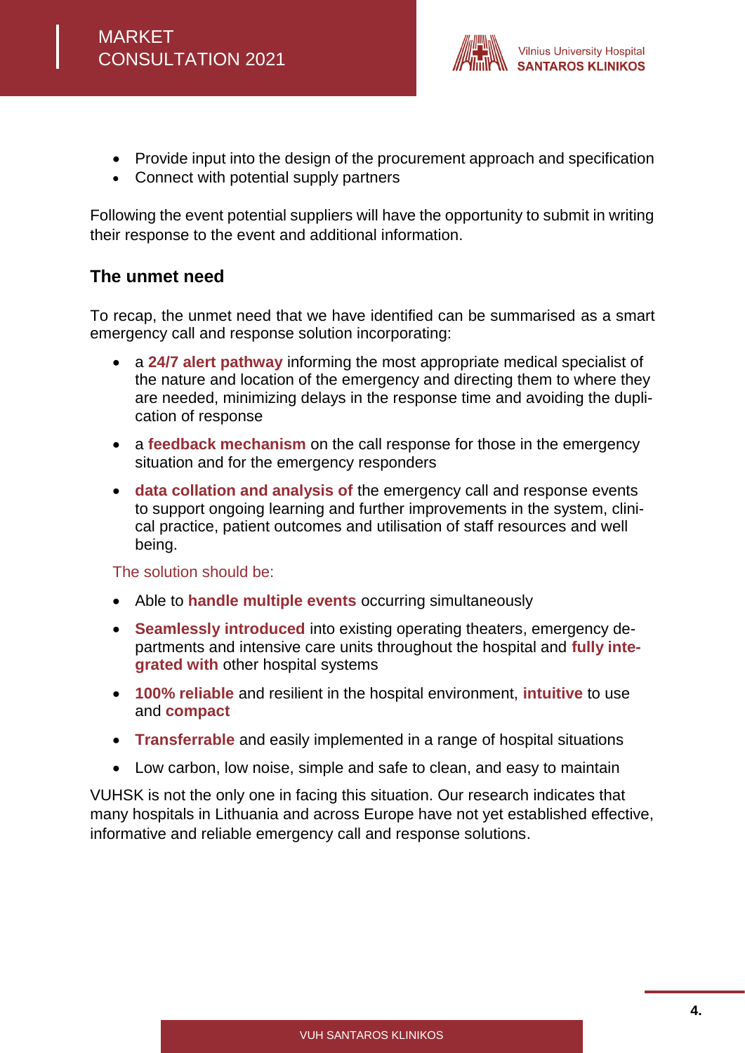- Provide input into the design of the procurement approach and specification
- Connect with potential supply partners

Following the event potential suppliers will have the opportunity to submit in writing their response to the event and additional information.

## The unmet need

To recap, the unmet need that we have identified can be summarised as a smart emergency call and response solution incorporating:

- a **24/7 alert pathway** informing the most appropriate medical specialist of the nature and location of the emergency and directing them to where they are needed, minimizing delays in the response time and avoiding the duplication of response
- a **feedback mechanism** on the call response for those in the emergency situation and for the emergency responders
- **data collation and analysis of** the emergency call and response events to support ongoing learning and further improvements in the system, clinical practice, patient outcomes and utilisation of staff resources and well being.

The solution should be:

- Able to **handle multiple events** occurring simultaneously
- **Seamlessly introduced** into existing operating theaters, emergency departments and intensive care units throughout the hospital and **fully integrated with** other hospital systems
- **100% reliable** and resilient in the hospital environment, **intuitive** to use and **compact**
- **Transferrable** and easily implemented in a range of hospital situations
- Low carbon, low noise, simple and safe to clean, and easy to maintain

VUHSK is not the only one in facing this situation. Our research indicates that many hospitals in Lithuania and across Europe have not yet established effective, informative and reliable emergency call and response solutions.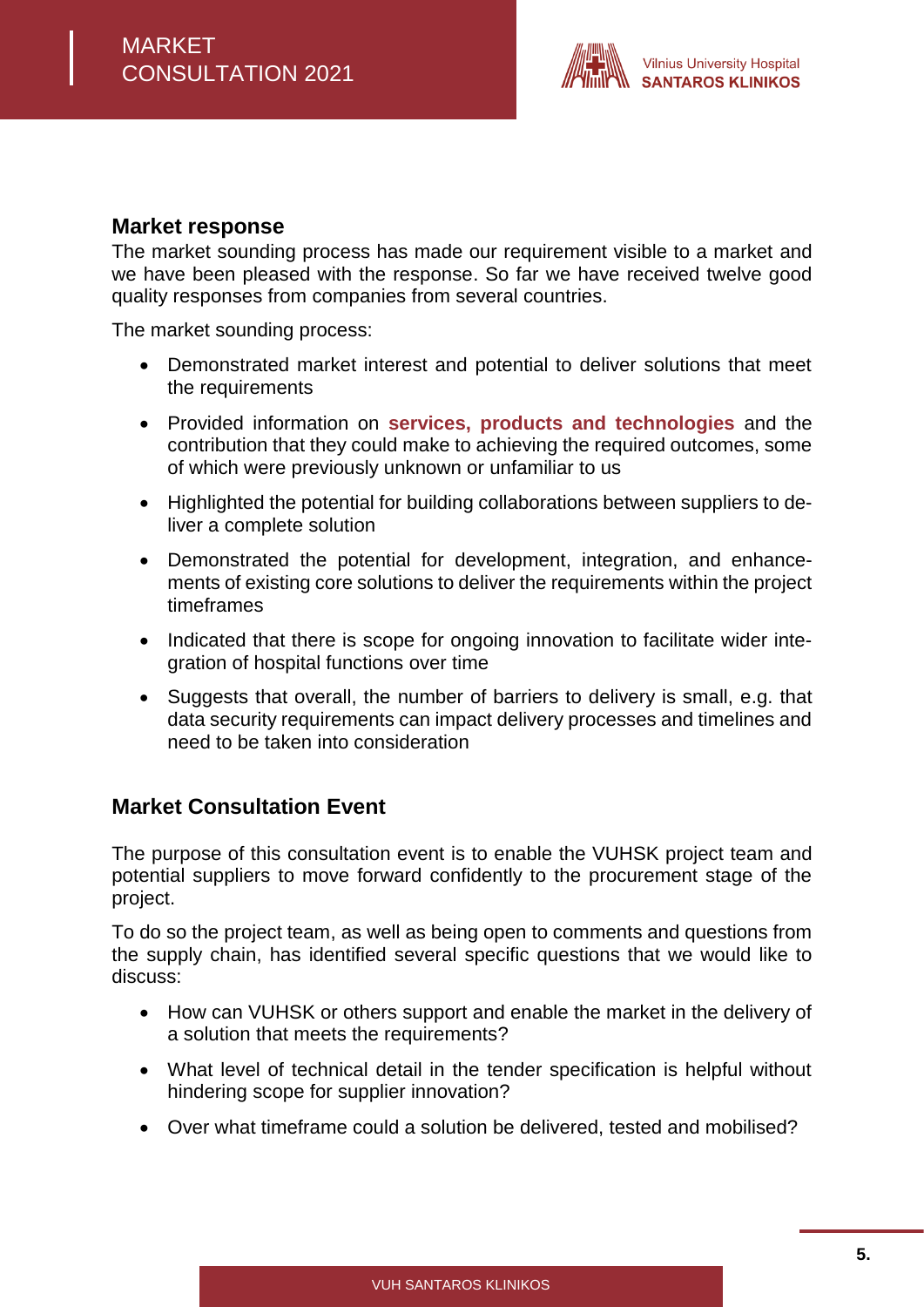## Market response

The market sounding process has made our requirement visible to a market and we have been pleased with the response. So far we have received twelve good quality responses from companies from several countries.

The market sounding process:

- Demonstrated market interest and potential to deliver solutions that meet the requirements
- Provided information on **services, products and technologies** and the contribution that they could make to achieving the required outcomes, some of which were previously unknown or unfamiliar to us
- Highlighted the potential for building collaborations between suppliers to deliver a complete solution
- Demonstrated the potential for development, integration, and enhancements of existing core solutions to deliver the requirements within the project timeframes
- Indicated that there is scope for ongoing innovation to facilitate wider integration of hospital functions over time
- Suggests that overall, the number of barriers to delivery is small, e.g. that data security requirements can impact delivery processes and timelines and need to be taken into consideration

## Market Consultation Event

The purpose of this consultation event is to enable the VUHSK project team and potential suppliers to move forward confidently to the procurement stage of the project.

To do so the project team, as well as being open to comments and questions from the supply chain, has identified several specific questions that we would like to discuss:

- How can VUHSK or others support and enable the market in the delivery of a solution that meets the requirements?
- What level of technical detail in the tender specification is helpful without hindering scope for supplier innovation?
- Over what timeframe could a solution be delivered, tested and mobilised?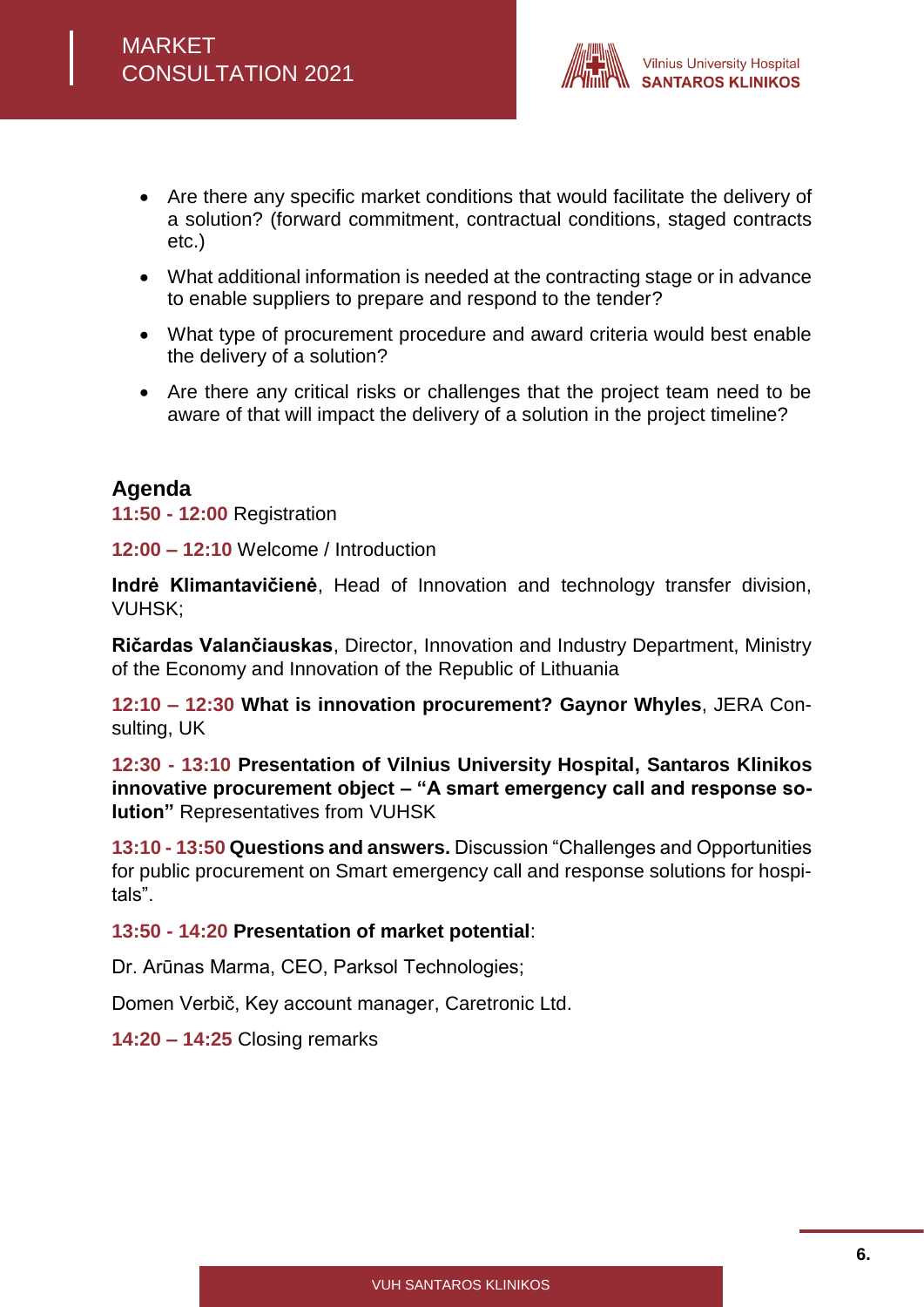- Are there any specific market conditions that would facilitate the delivery of a solution? (forward commitment, contractual conditions, staged contracts etc.)
- What additional information is needed at the contracting stage or in advance to enable suppliers to prepare and respond to the tender?
- What type of procurement procedure and award criteria would best enable the delivery of a solution?
- Are there any critical risks or challenges that the project team need to be aware of that will impact the delivery of a solution in the project timeline?

## Agenda

**11:50 - 12:00** Registration

**12:00 – 12:10** Welcome / Introduction

**Indrė Klimantavičienė**, Head of Innovation and technology transfer division, VUHSK;

**Ričardas Valančiauskas**, Director, Innovation and Industry Department, Ministry of the Economy and Innovation of the Republic of Lithuania

**12:10 – 12:30 What is innovation procurement? Gaynor Whyles**, JERA Consulting, UK

**12:30 - 13:10 Presentation of Vilnius University Hospital, Santaros Klinikos innovative procurement object – "A smart emergency call and response solution"** Representatives from VUHSK

**13:10 - 13:50 Questions and answers.** Discussion "Challenges and Opportunities for public procurement on Smart emergency call and response solutions for hospitals".

**13:50 - 14:20 Presentation of market potential**:

Dr. Arūnas Marma, CEO, Parksol Technologies;

Domen Verbič, Key account manager, Caretronic Ltd.

**14:20 – 14:25** Closing remarks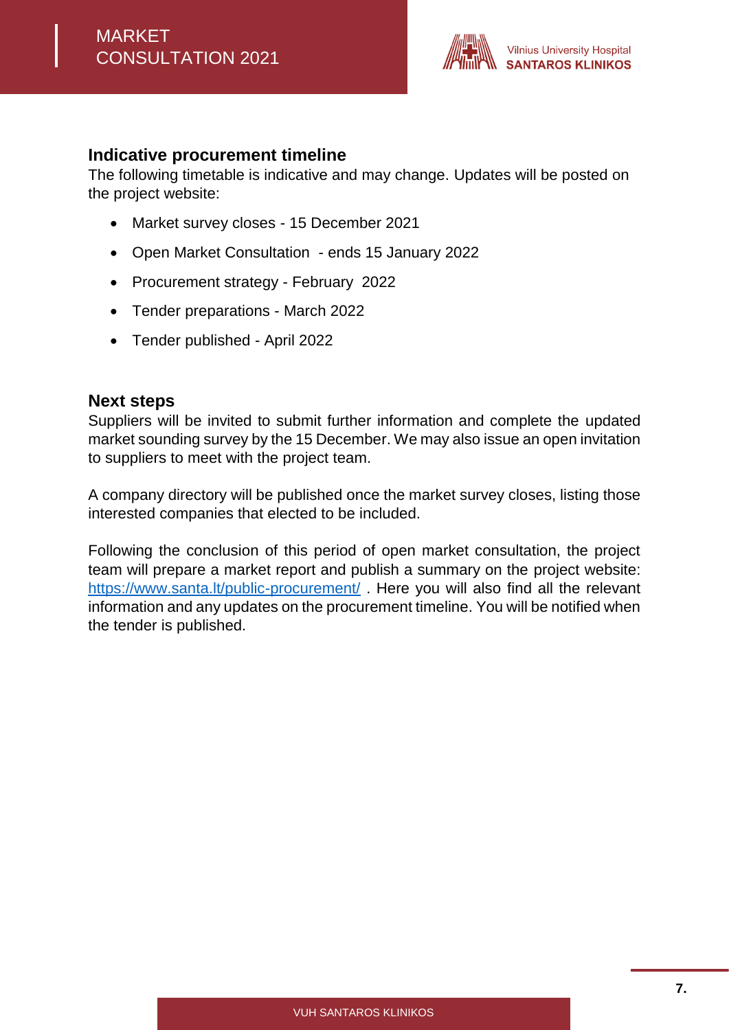## Indicative procurement timeline

The following timetable is indicative and may change. Updates will be posted on the project website:

- Market survey closes - 15 December 2021
- Open Market Consultation - ends 15 January 2022
- Procurement strategy - February 2022
- Tender preparations - March 2022
- Tender published - April 2022

## Next steps

Suppliers will be invited to submit further information and complete the updated market sounding survey by the 15 December. We may also issue an open invitation to suppliers to meet with the project team.

A company directory will be published once the market survey closes, listing those interested companies that elected to be included.

Following the conclusion of this period of open market consultation, the project team will prepare a market report and publish a summary on the project website: [https://www.santa.lt/public-procurement/](https://www.santa.lt/public-procurement/) . Here you will also find all the relevant information and any updates on the procurement timeline. You will be notified when the tender is published.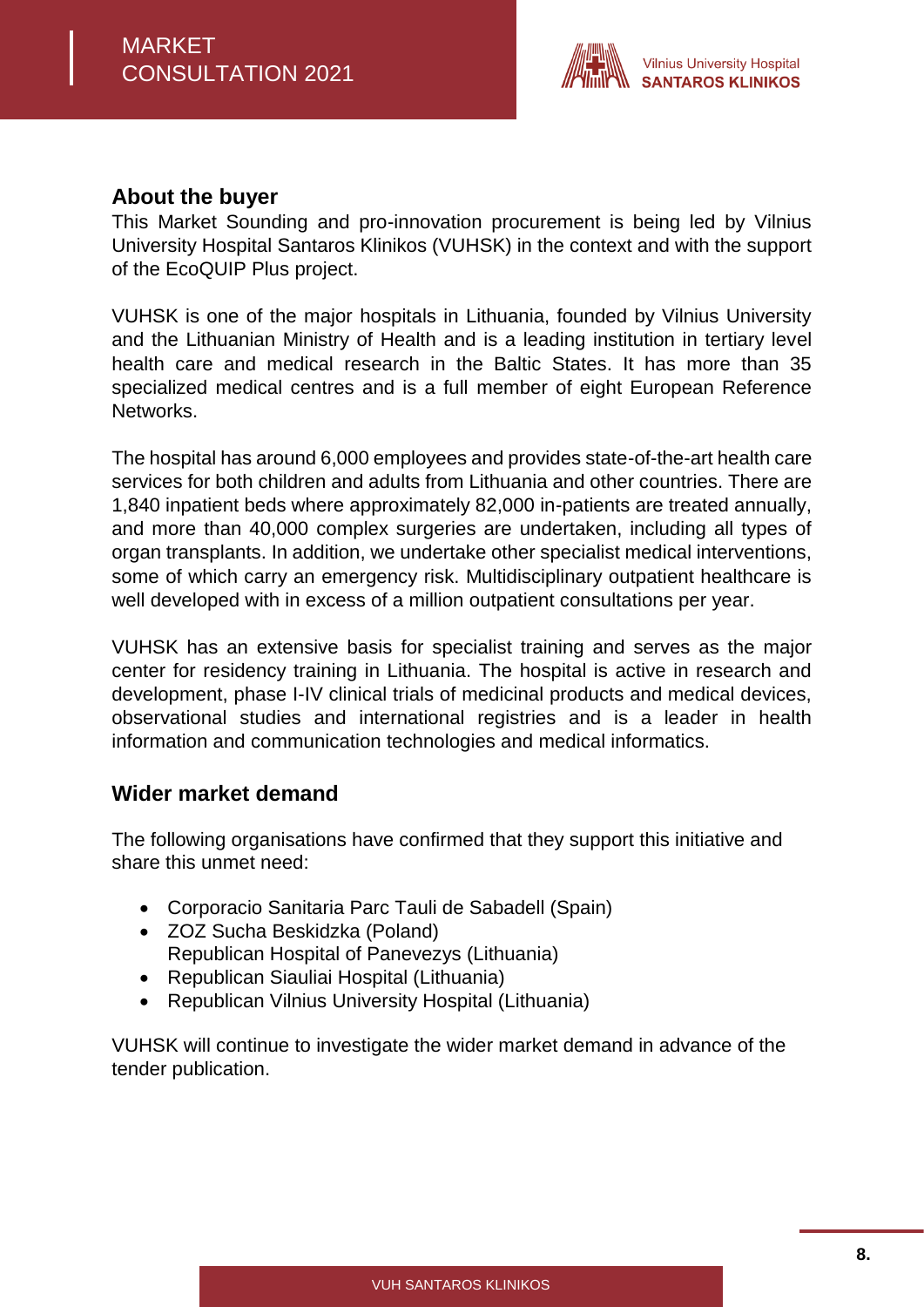## About the buyer

This Market Sounding and pro-innovation procurement is being led by Vilnius University Hospital Santaros Klinikos (VUHSK) in the context and with the support of the EcoQUIP Plus project.

VUHSK is one of the major hospitals in Lithuania, founded by Vilnius University and the Lithuanian Ministry of Health and is a leading institution in tertiary level health care and medical research in the Baltic States. It has more than 35 specialized medical centres and is a full member of eight European Reference Networks.

The hospital has around 6,000 employees and provides state-of-the-art health care services for both children and adults from Lithuania and other countries. There are 1,840 inpatient beds where approximately 82,000 in-patients are treated annually, and more than 40,000 complex surgeries are undertaken, including all types of organ transplants. In addition, we undertake other specialist medical interventions, some of which carry an emergency risk. Multidisciplinary outpatient healthcare is well developed with in excess of a million outpatient consultations per year.

VUHSK has an extensive basis for specialist training and serves as the major center for residency training in Lithuania. The hospital is active in research and development, phase I-IV clinical trials of medicinal products and medical devices, observational studies and international registries and is a leader in health information and communication technologies and medical informatics.

## Wider market demand

The following organisations have confirmed that they support this initiative and share this unmet need:

- Corporacio Sanitaria Parc Tauli de Sabadell (Spain)
- ZOZ Sucha Beskidzka (Poland)
  Republican Hospital of Panevezys (Lithuania)
- Republican Siauliai Hospital (Lithuania)
- Republican Vilnius University Hospital (Lithuania)

VUHSK will continue to investigate the wider market demand in advance of the tender publication.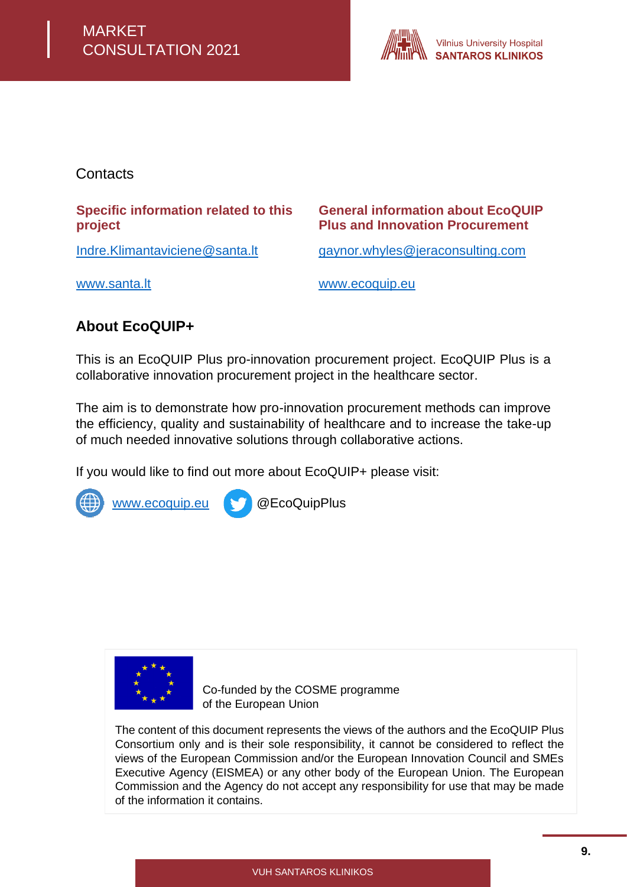## Contacts

**Specific information related to this project**

Indre.Klimantaviciene@santa.lt

www.santa.lt

**General information about EcoQUIP Plus and Innovation Procurement**

gaynor.whyles@jeraconsulting.com

www.ecoquip.eu

## About EcoQUIP+

This is an EcoQUIP Plus pro-innovation procurement project. EcoQUIP Plus is a collaborative innovation procurement project in the healthcare sector.

The aim is to demonstrate how pro-innovation procurement methods can improve the efficiency, quality and sustainability of healthcare and to increase the take-up of much needed innovative solutions through collaborative actions.

If you would like to find out more about EcoQUIP+ please visit:

www.ecoquip.eu @EcoQuipPlus

Co-funded by the COSME programme of the European Union

The content of this document represents the views of the authors and the EcoQUIP Plus Consortium only and is their sole responsibility, it cannot be considered to reflect the views of the European Commission and/or the European Innovation Council and SMEs Executive Agency (EISMEA) or any other body of the European Union. The European Commission and the Agency do not accept any responsibility for use that may be made of the information it contains.